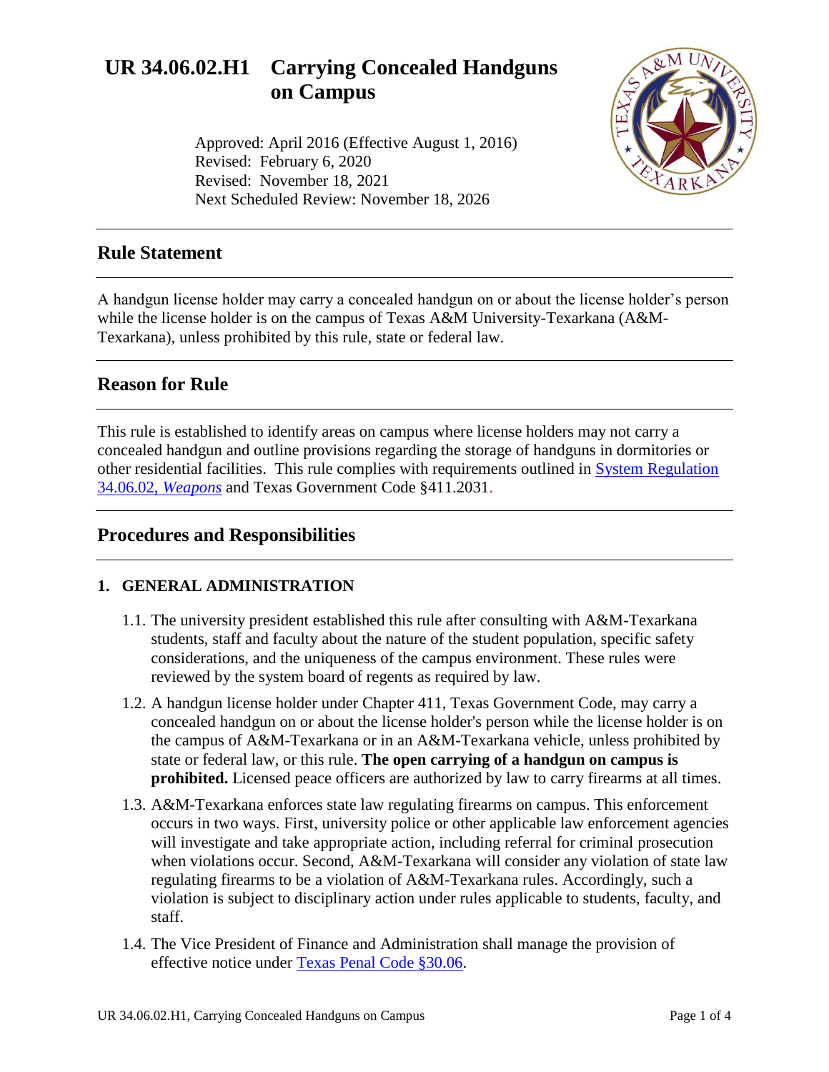# UR 34.06.02.H1 Carrying Concealed Handguns on Campus

Approved: April 2016 (Effective August 1, 2016)
Revised: February 6, 2020
Revised: November 18, 2021
Next Scheduled Review: November 18, 2026

## Rule Statement

A handgun license holder may carry a concealed handgun on or about the license holder's person while the license holder is on the campus of Texas A&M University-Texarkana (A&M-Texarkana), unless prohibited by this rule, state or federal law.

## Reason for Rule

This rule is established to identify areas on campus where license holders may not carry a concealed handgun and outline provisions regarding the storage of handguns in dormitories or other residential facilities. This rule complies with requirements outlined in System Regulation 34.06.02, *Weapons* and Texas Government Code §411.2031.

## Procedures and Responsibilities

### 1. GENERAL ADMINISTRATION

1.1. The university president established this rule after consulting with A&M-Texarkana students, staff and faculty about the nature of the student population, specific safety considerations, and the uniqueness of the campus environment. These rules were reviewed by the system board of regents as required by law.

1.2. A handgun license holder under Chapter 411, Texas Government Code, may carry a concealed handgun on or about the license holder's person while the license holder is on the campus of A&M-Texarkana or in an A&M-Texarkana vehicle, unless prohibited by state or federal law, or this rule. **The open carrying of a handgun on campus is prohibited.** Licensed peace officers are authorized by law to carry firearms at all times.

1.3. A&M-Texarkana enforces state law regulating firearms on campus. This enforcement occurs in two ways. First, university police or other applicable law enforcement agencies will investigate and take appropriate action, including referral for criminal prosecution when violations occur. Second, A&M-Texarkana will consider any violation of state law regulating firearms to be a violation of A&M-Texarkana rules. Accordingly, such a violation is subject to disciplinary action under rules applicable to students, faculty, and staff.

1.4. The Vice President of Finance and Administration shall manage the provision of effective notice under Texas Penal Code §30.06.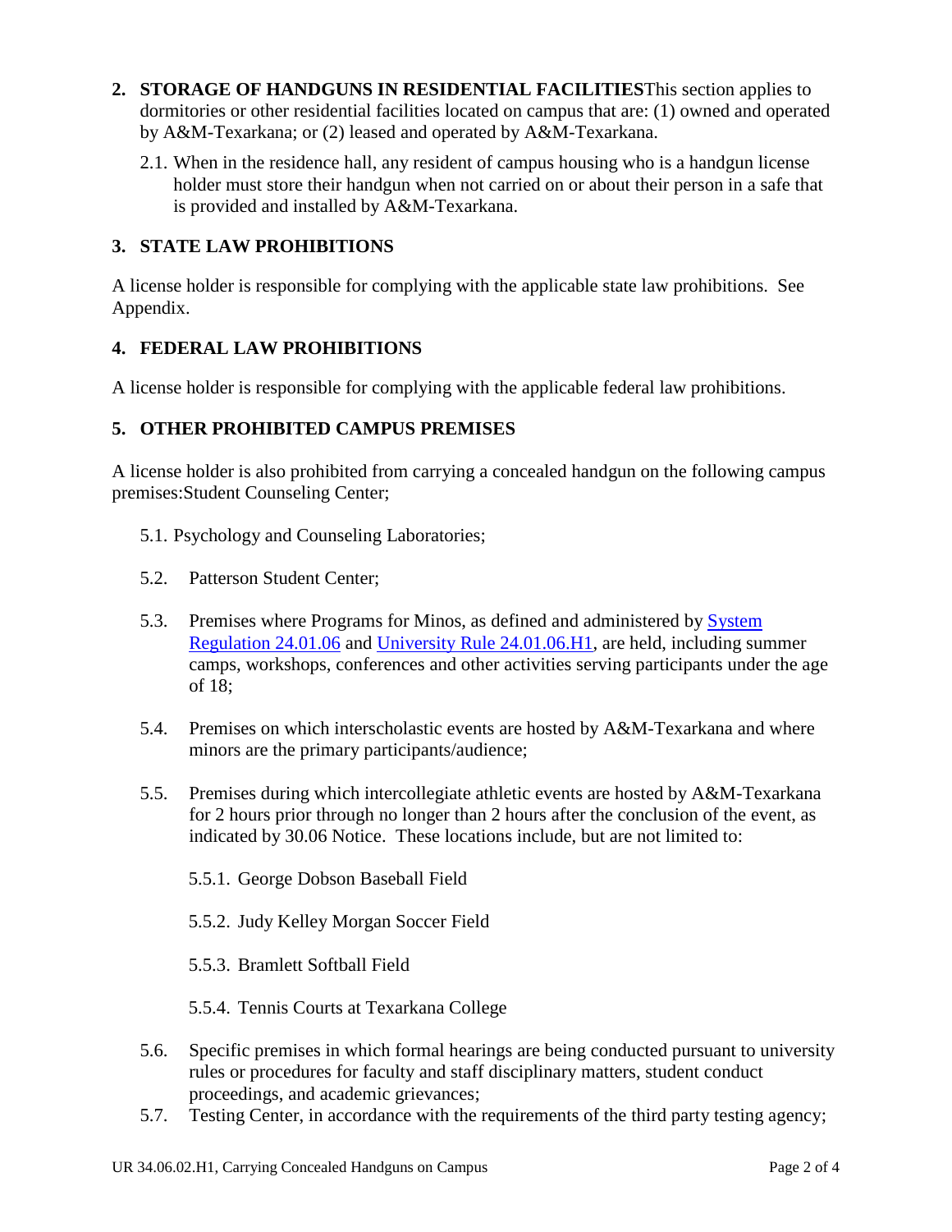## 2. STORAGE OF HANDGUNS IN RESIDENTIAL FACILITIES

This section applies to dormitories or other residential facilities located on campus that are: (1) owned and operated by A&M-Texarkana; or (2) leased and operated by A&M-Texarkana.

2.1. When in the residence hall, any resident of campus housing who is a handgun license holder must store their handgun when not carried on or about their person in a safe that is provided and installed by A&M-Texarkana.

## 3. STATE LAW PROHIBITIONS

A license holder is responsible for complying with the applicable state law prohibitions. See Appendix.

## 4. FEDERAL LAW PROHIBITIONS

A license holder is responsible for complying with the applicable federal law prohibitions.

## 5. OTHER PROHIBITED CAMPUS PREMISES

A license holder is also prohibited from carrying a concealed handgun on the following campus premises:Student Counseling Center;

5.1. Psychology and Counseling Laboratories;

5.2. Patterson Student Center;

5.3. Premises where Programs for Minos, as defined and administered by [System Regulation 24.01.06] and [University Rule 24.01.06.H1], are held, including summer camps, workshops, conferences and other activities serving participants under the age of 18;

5.4. Premises on which interscholastic events are hosted by A&M-Texarkana and where minors are the primary participants/audience;

5.5. Premises during which intercollegiate athletic events are hosted by A&M-Texarkana for 2 hours prior through no longer than 2 hours after the conclusion of the event, as indicated by 30.06 Notice. These locations include, but are not limited to:

5.5.1. George Dobson Baseball Field

5.5.2. Judy Kelley Morgan Soccer Field

5.5.3. Bramlett Softball Field

5.5.4. Tennis Courts at Texarkana College

5.6. Specific premises in which formal hearings are being conducted pursuant to university rules or procedures for faculty and staff disciplinary matters, student conduct proceedings, and academic grievances;

5.7. Testing Center, in accordance with the requirements of the third party testing agency;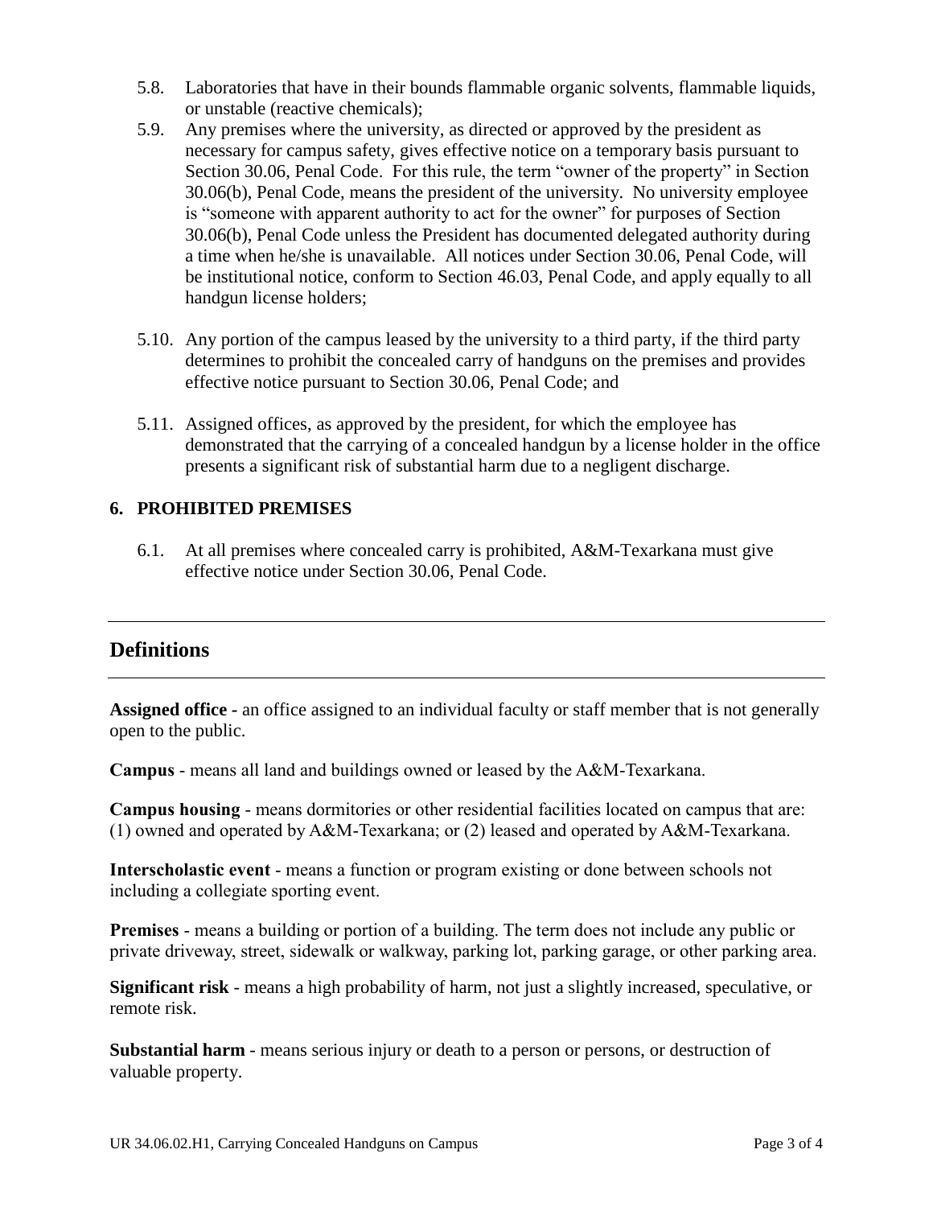5.8. Laboratories that have in their bounds flammable organic solvents, flammable liquids, or unstable (reactive chemicals);

5.9. Any premises where the university, as directed or approved by the president as necessary for campus safety, gives effective notice on a temporary basis pursuant to Section 30.06, Penal Code. For this rule, the term "owner of the property" in Section 30.06(b), Penal Code, means the president of the university. No university employee is "someone with apparent authority to act for the owner" for purposes of Section 30.06(b), Penal Code unless the President has documented delegated authority during a time when he/she is unavailable. All notices under Section 30.06, Penal Code, will be institutional notice, conform to Section 46.03, Penal Code, and apply equally to all handgun license holders;

5.10. Any portion of the campus leased by the university to a third party, if the third party determines to prohibit the concealed carry of handguns on the premises and provides effective notice pursuant to Section 30.06, Penal Code; and

5.11. Assigned offices, as approved by the president, for which the employee has demonstrated that the carrying of a concealed handgun by a license holder in the office presents a significant risk of substantial harm due to a negligent discharge.

**6. PROHIBITED PREMISES**

6.1. At all premises where concealed carry is prohibited, A&M-Texarkana must give effective notice under Section 30.06, Penal Code.

## Definitions

**Assigned office -** an office assigned to an individual faculty or staff member that is not generally open to the public.

**Campus** - means all land and buildings owned or leased by the A&M-Texarkana.

**Campus housing** - means dormitories or other residential facilities located on campus that are: (1) owned and operated by A&M-Texarkana; or (2) leased and operated by A&M-Texarkana.

**Interscholastic event** - means a function or program existing or done between schools not including a collegiate sporting event.

**Premises** - means a building or portion of a building. The term does not include any public or private driveway, street, sidewalk or walkway, parking lot, parking garage, or other parking area.

**Significant risk** - means a high probability of harm, not just a slightly increased, speculative, or remote risk.

**Substantial harm** - means serious injury or death to a person or persons, or destruction of valuable property.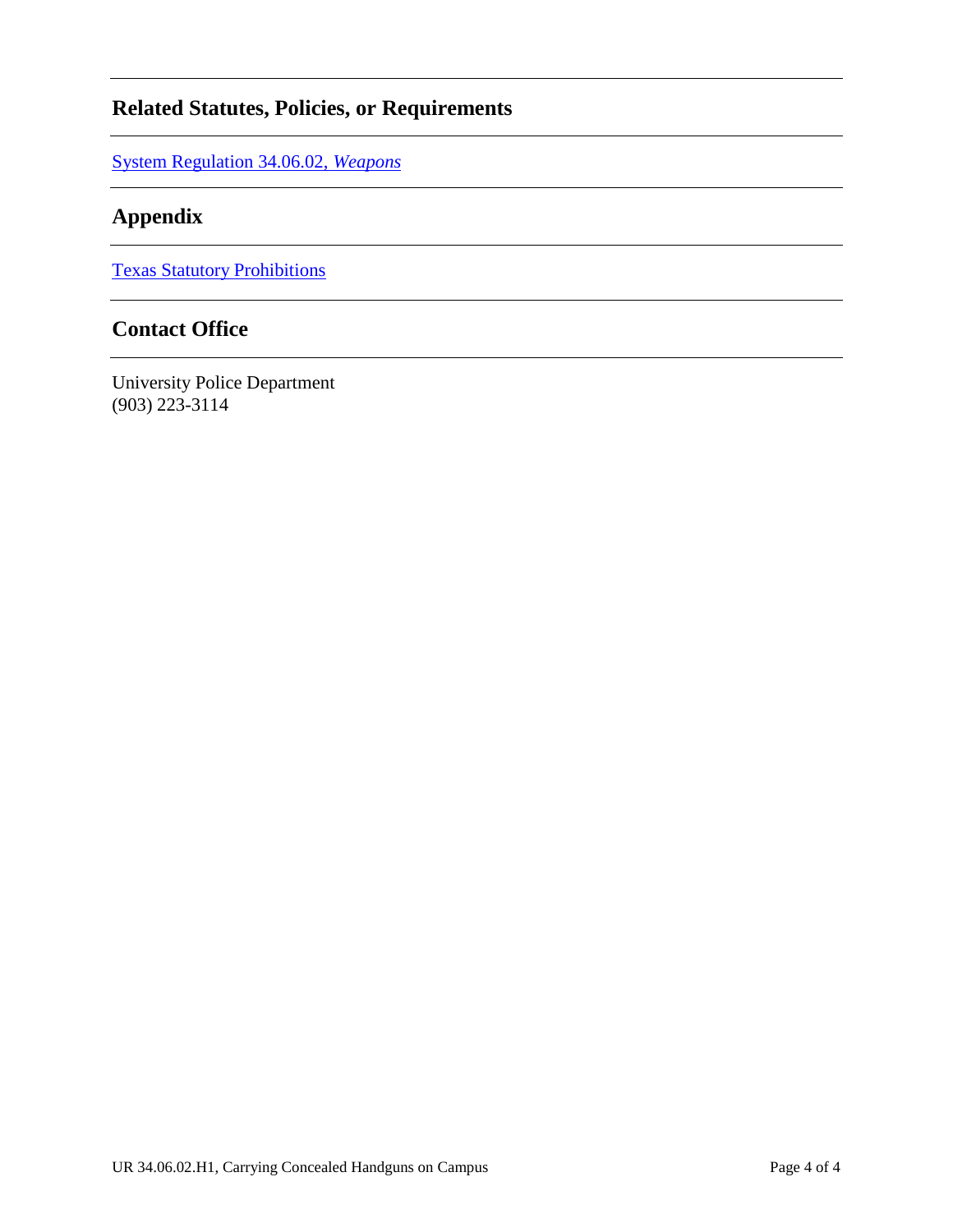## Related Statutes, Policies, or Requirements

System Regulation 34.06.02, *Weapons*

## Appendix

Texas Statutory Prohibitions

## Contact Office

University Police Department
(903) 223-3114